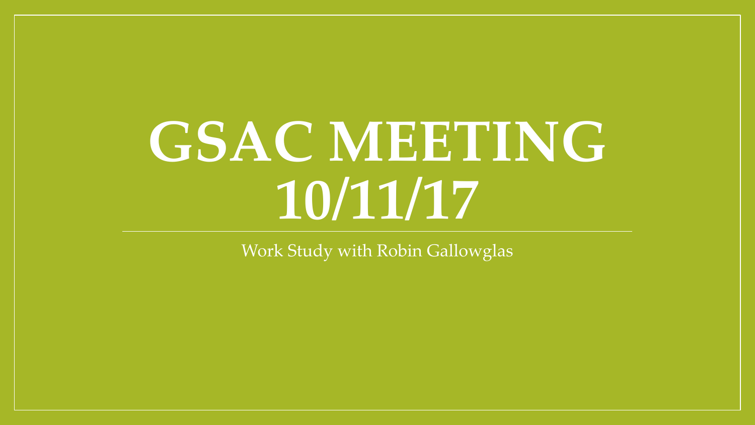# GSAC MEETING 10/11/17

Work Study with Robin Gallowglas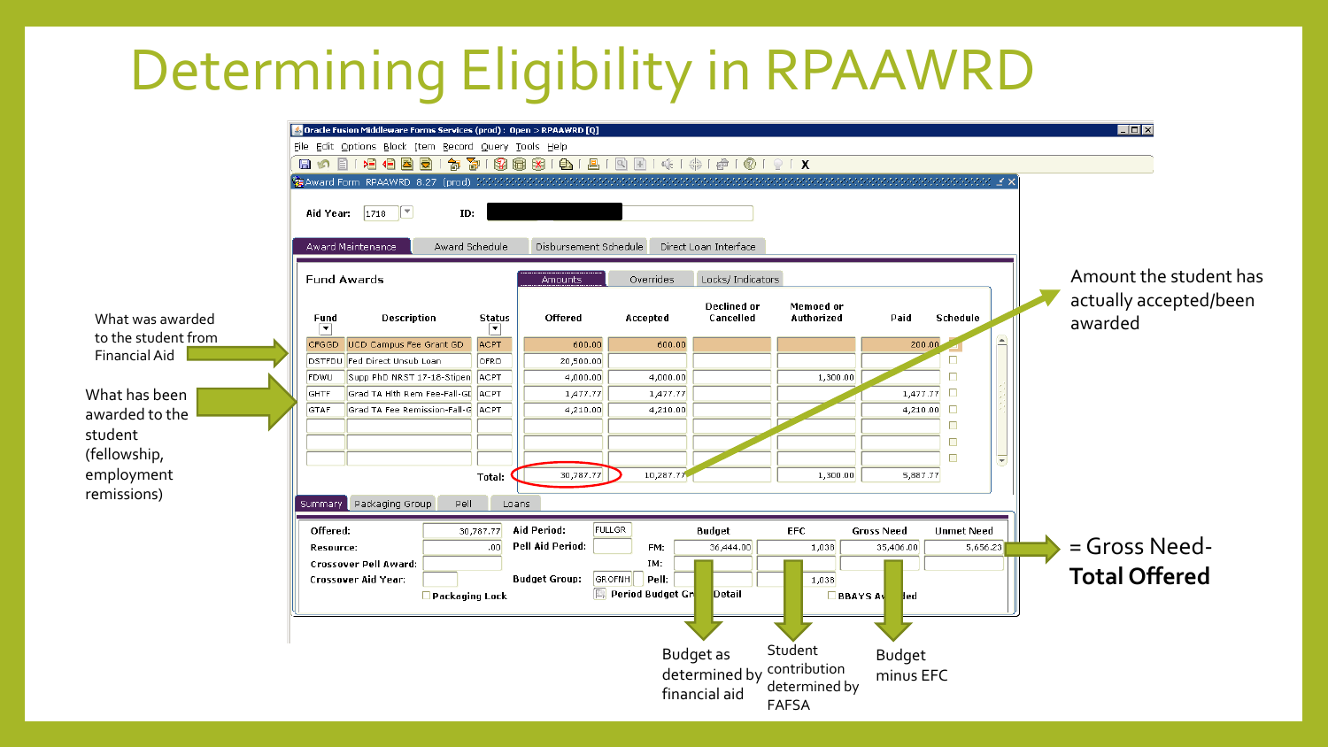# Determining Eligibility in RPAAWRD

Oracle Fusion Middleware Forms Services (prod) : Open > RPAAWRD [Q]

File Edit Options Block Item Record Query Tools Help

Award Form RPAAWRD 8.27 (prod)

**Aid Year:** 1718 **ID:**

Award Maintenance | Award Schedule | Disbursement Schedule | Direct Loan Interface

**Fund Awards**

Amounts | Overrides | Locks/ Indicators

| Fund | Description | Status | Offered | Accepted | Declined or Cancelled | Memoed or Authorized | Paid | Schedule |
|---|---|---|---|---|---|---|---|---|
| CFGGD | UCD Campus Fee Grant GD | ACPT | 600.00 | 600.00 | | | 200.00 | |
| DSTFDU | Fed Direct Unsub Loan | OFRD | 20,500.00 | | | | | |
| FDWU | Supp PhD NRST 17-18-Stipen | ACPT | 4,000.00 | 4,000.00 | | 1,300.00 | | |
| GHTF | Grad TA Hlth Rem Fee-Fall-GD | ACPT | 1,477.77 | 1,477.77 | | | 1,477.77 | |
| GTAF | Grad TA Fee Remission-Fall-G | ACPT | 4,210.00 | 4,210.00 | | | 4,210.00 | |
| | | Total: | 30,787.77 | 10,287.77 | | 1,300.00 | 5,887.77 | |

Summary | Packaging Group | Pell | Loans

| | | | | | Budget | EFC | Gross Need | Unmet Need |
|---|---|---|---|---|---|---|---|---|
| Offered: | 30,787.77 | Aid Period: | FULLGR | | | | | |
| Resource: | .00 | Pell Aid Period: | | FM: | 36,444.00 | 1,038 | 35,406.00 | 5,656.23 |
| Crossover Pell Award: | | | | IM: | | | | |
| Crossover Aid Year: | | Budget Group: | GROFNH | Pell: | | 1,038 | | |

Packaging Lock | Period Budget Group Detail | BBAYS Awarded

What was awarded to the student from Financial Aid

What has been awarded to the student (fellowship, employment remissions)

Amount the student has actually accepted/been awarded

= Gross Need- **Total Offered**

Budget as determined by financial aid

Student contribution determined by FAFSA

Budget minus EFC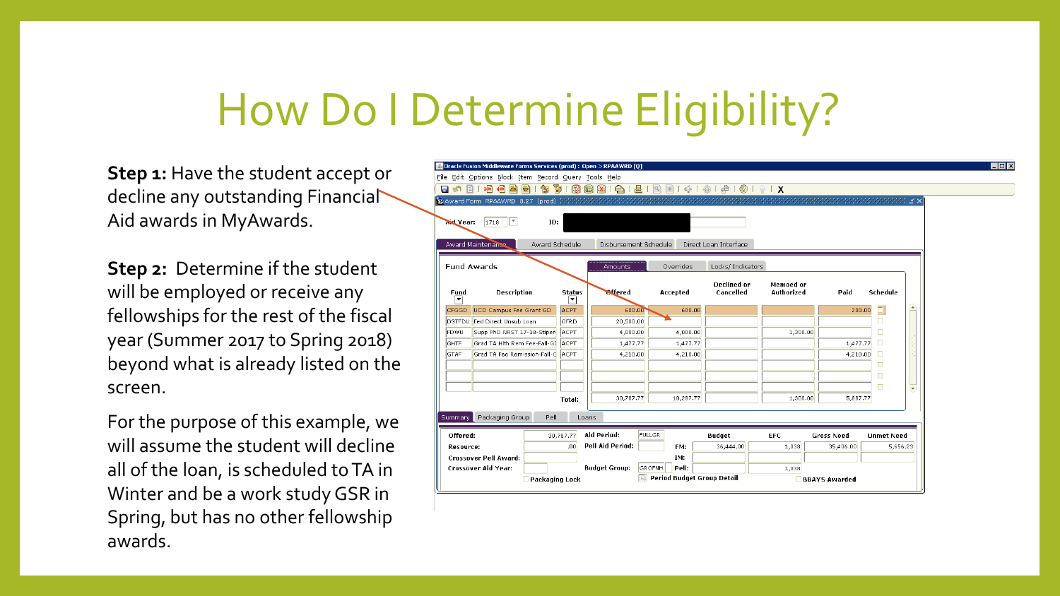# How Do I Determine Eligibility?

**Step 1:** Have the student accept or decline any outstanding Financial Aid awards in MyAwards.

**Step 2:** Determine if the student will be employed or receive any fellowships for the rest of the fiscal year (Summer 2017 to Spring 2018) beyond what is already listed on the screen.

For the purpose of this example, we will assume the student will decline all of the loan, is scheduled to TA in Winter and be a work study GSR in Spring, but has no other fellowship awards.

Oracle Fusion Middleware Forms Services (prod) : Open > RPAAWRD [Q]

File Edit Options Block Item Record Query Tools Help

Award Form RPAAWRD 8.27 (prod)

Aid Year: 1718 ID:

Award Maintenance | Award Schedule | Disbursement Schedule | Direct Loan Interface

Fund Awards

Amounts | Overrides | Locks/ Indicators

| Fund | Description | Status | Offered | Accepted | Declined or Cancelled | Memoed or Authorized | Paid | Schedule |
|---|---|---|---|---|---|---|---|---|
| CFGGD | UCD Campus Fee Grant GD | ACPT | 600.00 | 600.00 | | | 200.00 | |
| DSTFDU | Fed Direct Unsub Loan | OFRD | 20,500.00 | | | | | |
| FDXU | Supp PHD NRST 17-18-Stipen | ACPT | 4,000.00 | 4,000.00 | | 1,300.00 | | |
| GHTF | Grad TA Hlth Rem Fee-Fall-GI | ACPT | 1,477.77 | 1,477.77 | | | 1,477.77 | |
| GTAF | Grad TA Fee Remission-Fall-G | ACPT | 4,210.00 | 4,210.00 | | | 4,210.00 | |
| | | Total: | 30,787.77 | 10,287.77 | | 1,300.00 | 5,887.77 | |

Summary | Packaging Group | Pell | Loans

| Offered: | 30,787.77 | Aid Period: | FULLGR | Budget | EFC | Gross Need | Unmet Need |
|---|---|---|---|---|---|---|---|
| Resource: | .00 | Pell Aid Period: | FM: | 36,444.00 | 1,038 | 35,406.00 | 5,656.23 |
| Crossover Pell Award: | | | IM: | | | | |
| Crossover Aid Year: | | Budget Group: | GROFNH Pell: | | 1,038 | | |

Packaging Lock | Period Budget Group Detail | BBAYS Awarded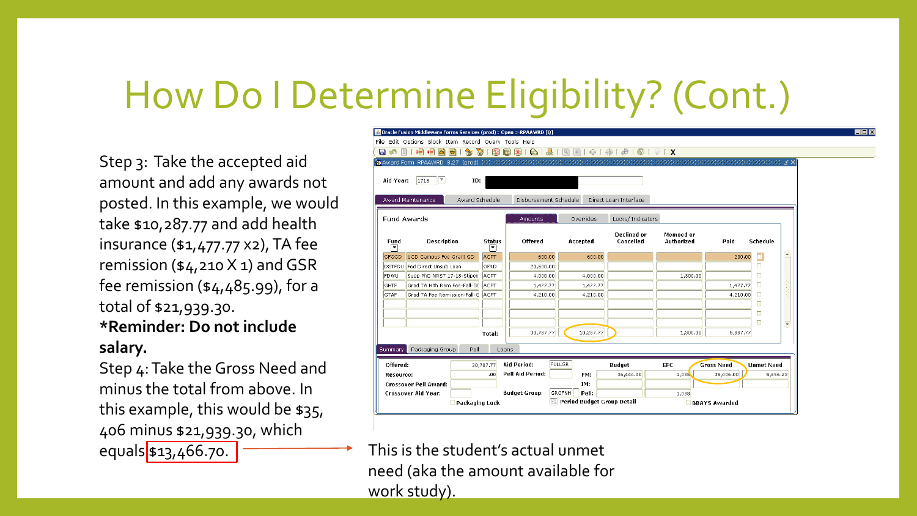# How Do I Determine Eligibility? (Cont.)

Step 3: Take the accepted aid amount and add any awards not posted. In this example, we would take $10,287.77 and add health insurance ($1,477.77 x2), TA fee remission ($4,210 X 1) and GSR fee remission ($4,485.99), for a total of $21,939.30.

**\*Reminder: Do not include salary.**

Step 4: Take the Gross Need and minus the total from above. In this example, this would be $35, 406 minus $21,939.30, which equals $13,466.70.

This is the student's actual unmet need (aka the amount available for work study).

Oracle Fusion Middleware Forms Services (prod) : Open > RPAAWRD [Q]

Award Form RPAAWRD 8.27 (prod)

Aid Year: 1718 ID:

Award Maintenance | Award Schedule | Disbursement Schedule | Direct Loan Interface

Fund Awards — Amounts | Overrides | Locks/ Indicators

| Fund | Description | Status | Offered | Accepted | Declined or Cancelled | Memoed or Authorized | Paid | Schedule |
|---|---|---|---|---|---|---|---|---|
| CFGGD | UCD Campus Fee Grant GD | ACPT | 600.00 | 600.00 | | | 200.00 | |
| DSTFDU | Fed Direct Unsub Loan | OFRD | 20,500.00 | | | | | |
| FDWU | Supp PhD NRST 17-18-Stipen | ACPT | 4,000.00 | 4,000.00 | | 1,300.00 | | |
| GHTF | Grad TA Hlth Rem Fee-Fall-GI | ACPT | 1,477.77 | 1,477.77 | | | 1,477.77 | |
| GTAF | Grad TA Fee Remission-Fall-G | ACPT | 4,210.00 | 4,210.00 | | | 4,210.00 | |
| | | Total: | 30,787.77 | 10,287.77 | | 1,300.00 | 5,887.77 | |

Summary | Packaging Group | Pell | Loans

| Offered: | 30,787.77 | Aid Period: | FULLGR | Budget | EFC | Gross Need | Unmet Need |
|---|---|---|---|---|---|---|---|
| Resource: | .00 | Pell Aid Period: | FM: | 36,444.00 | 1,038 | 35,406.00 | 5,656.23 |
| Crossover Pell Award: | | | IM: | | | | |
| Crossover Aid Year: | | Budget Group: | GROFNH Pell: | | 1,038 | | |

Packaging Lock | Period Budget Group Detail | BBAYS Awarded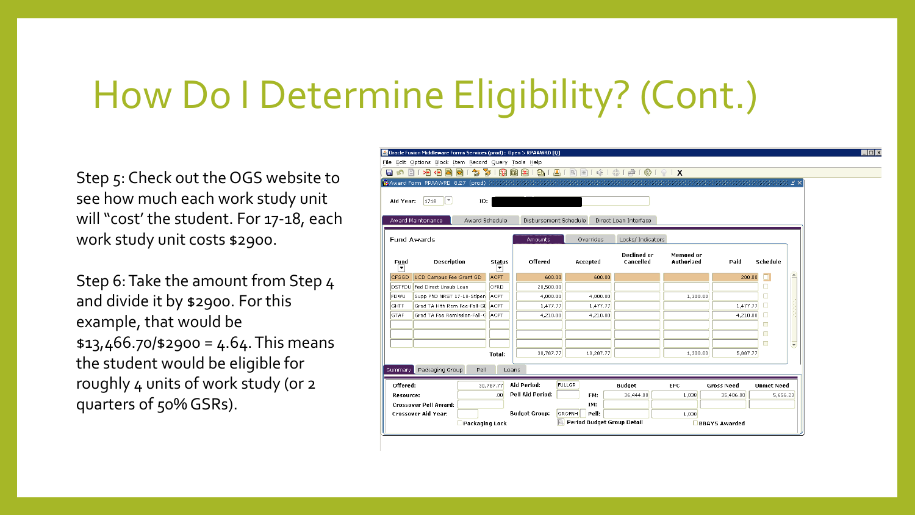# How Do I Determine Eligibility? (Cont.)

Step 5: Check out the OGS website to see how much each work study unit will "cost' the student. For 17-18, each work study unit costs $2900.

Step 6: Take the amount from Step 4 and divide it by $2900. For this example, that would be $13,466.70/$2900 = 4.64. This means the student would be eligible for roughly 4 units of work study (or 2 quarters of 50% GSRs).

Oracle Fusion Middleware Forms Services (prod) : Open > RPAAWRD [Q]

File Edit Options Block Item Record Query Tools Help

Award Form RPAAWRD 8.27 (prod)

Aid Year: 1718 ID:

Award Maintenance | Award Schedule | Disbursement Schedule | Direct Loan Interface

Fund Awards

Amounts | Overrides | Locks/ Indicators

| Fund | Description | Status | Offered | Accepted | Declined or Cancelled | Memoed or Authorized | Paid | Schedule |
|---|---|---|---|---|---|---|---|---|
| CFGGD | UCD Campus Fee Grant GD | ACPT | 600.00 | 600.00 | | | 200.00 | |
| DSTFDU | Fed Direct Unsub Loan | OFRD | 20,500.00 | | | | | |
| FDWU | Supp PhD NRST 17-18-Stipen | ACPT | 4,000.00 | 4,000.00 | | 1,300.00 | | |
| GHTF | Grad TA Hlth Rem Fee-Fall-GI | ACPT | 1,477.77 | 1,477.77 | | | 1,477.77 | |
| GTAF | Grad TA Fee Remission-Fall-C | ACPT | 4,210.00 | 4,210.00 | | | 4,210.00 | |
| | | Total: | 30,787.77 | 10,287.77 | | 1,300.00 | 5,887.77 | |

Summary | Packaging Group | Pell | Loans

| Offered: | 30,787.77 | Aid Period: | FULLGR | | Budget | EFC | Gross Need | Unmet Need |
|---|---|---|---|---|---|---|---|---|
| Resource: | .00 | Pell Aid Period: | | FM: | 36,444.00 | 1,038 | 35,406.00 | 5,656.23 |
| Crossover Pell Award: | | | | IM: | | | | |
| Crossover Aid Year: | | Budget Group: | GROFNH | Pell: | | 1,038 | | |

Packaging Lock | Period Budget Group Detail | BBAYS Awarded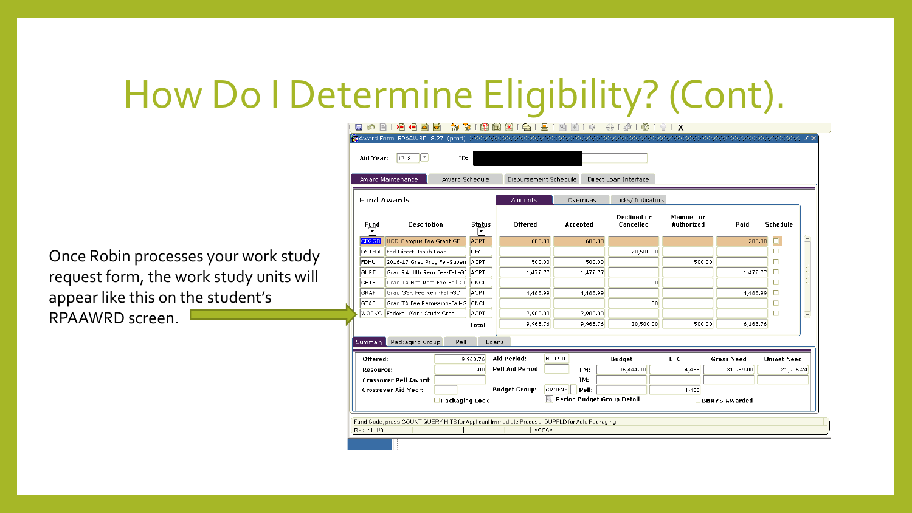# How Do I Determine Eligibility? (Cont).

Once Robin processes your work study request form, the work study units will appear like this on the student's RPAAWRD screen.

Award Form RPAAWRD 8.27 (prod)

Aid Year: 1718 ID:

Award Maintenance | Award Schedule | Disbursement Schedule | Direct Loan Interface

Fund Awards

Amounts | Overrides | Locks/ Indicators

| Fund | Description | Status | Offered | Accepted | Declined or Cancelled | Memoed or Authorized | Paid | Schedule |
|---|---|---|---|---|---|---|---|---|
| CPGGD | UCD Campus Fee Grant GD | ACPT | 600.00 | 600.00 | | | 200.00 | |
| DSTFDU | Fed Direct Unsub Loan | DECL | | | 20,500.00 | | | |
| FDHU | 2016-17 Grad Prog Fel-Stipen | ACPT | 500.00 | 500.00 | | 500.00 | | |
| GHRF | Grad RA Hlth Rem Fee-Fall-GI | ACPT | 1,477.77 | 1,477.77 | | | 1,477.77 | |
| GHTF | Grad TA Hlth Rem Fee-Fall-GI | CNCL | | | .00 | | | |
| GRAF | Grad GSR Fee Rem-Fall-GD | ACPT | 4,485.99 | 4,485.99 | | | 4,485.99 | |
| GTAF | Grad TA Fee Remission-Fall-G | CNCL | | | .00 | | | |
| WORKG | Federal Work-Study Grad | ACPT | 2,900.00 | 2,900.00 | | | | |
| | | Total: | 9,963.76 | 9,963.76 | 20,500.00 | 500.00 | 6,163.76 | |

Summary | Packaging Group | Pell | Loans

| | | | | | Budget | EFC | Gross Need | Unmet Need |
|---|---|---|---|---|---|---|---|---|
| Offered: | 9,963.76 | Aid Period: | FULLGR | | | | | |
| Resource: | .00 | Pell Aid Period: | | FM: | 36,444.00 | 4,485 | 31,959.00 | 21,995.24 |
| Crossover Pell Award: | | | | IM: | | | | |
| Crossover Aid Year: | | Budget Group: | GROFNH | Pell: | | 4,485 | | |

Packaging Lock | Period Budget Group Detail | BBAYS Awarded

Fund Code; press COUNT QUERY HITS for Applicant Immediate Process, DUPFLD for Auto Packaging

Record: 1/8 | <OSC>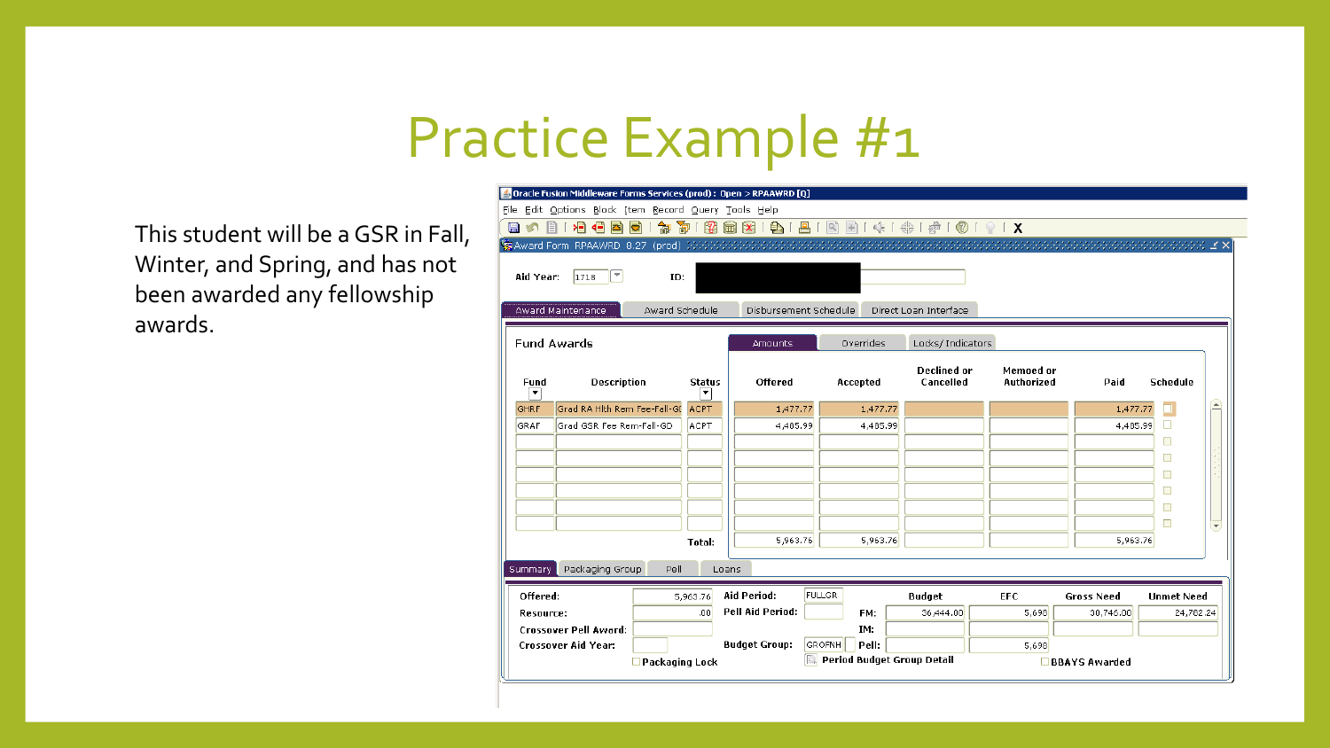# Practice Example #1

This student will be a GSR in Fall, Winter, and Spring, and has not been awarded any fellowship awards.

Oracle Fusion Middleware Forms Services (prod) : Open > RPAAWRD [Q]

File Edit Options Block Item Record Query Tools Help

Award Form RPAAWRD 8.27 (prod)

Aid Year: 1718 ID:

Award Maintenance | Award Schedule | Disbursement Schedule | Direct Loan Interface

Fund Awards

Amounts | Overrides | Locks/Indicators

| Fund | Description | Status | Offered | Accepted | Declined or Cancelled | Memoed or Authorized | Paid | Schedule |
|---|---|---|---|---|---|---|---|---|
| GHRF | Grad RA Hlth Rem Fee-Fall-GD | ACPT | 1,477.77 | 1,477.77 | | | 1,477.77 | |
| GRAF | Grad GSR Fee Rem-Fall-GD | ACPT | 4,485.99 | 4,485.99 | | | 4,485.99 | |
| | | Total: | 5,963.76 | 5,963.76 | | | 5,963.76 | |

Summary | Packaging Group | Pell | Loans

Offered: 5,963.76

Resource: .00

Crossover Pell Award:

Crossover Aid Year:

Packaging Lock

Aid Period: FULLGR

Pell Aid Period:

Budget Group: GROFNH

Period Budget Group Detail

| | Budget | EFC | Gross Need | Unmet Need |
|---|---|---|---|---|
| FM: | 36,444.00 | 5,698 | 30,746.00 | 24,782.24 |
| IM: | | | | |
| Pell: | | 5,698 | | |

BBAYS Awarded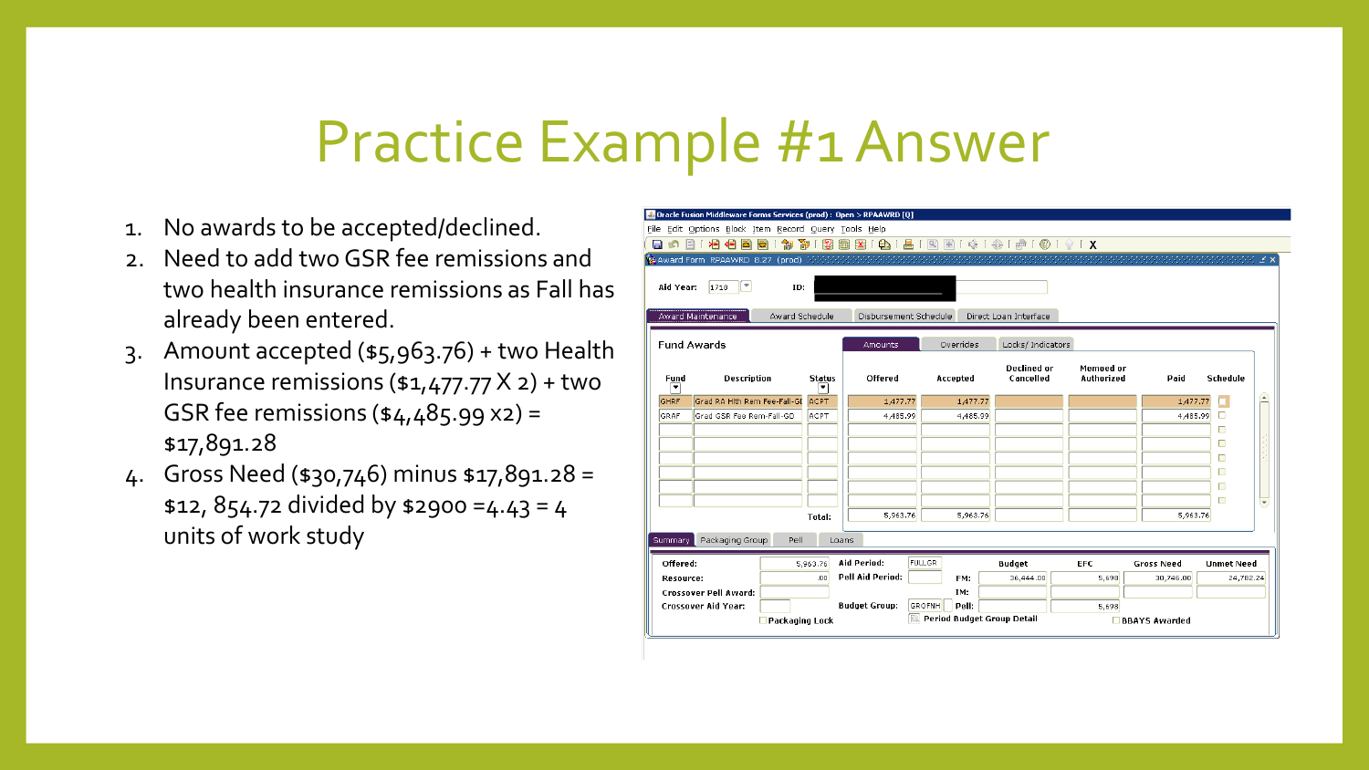# Practice Example #1 Answer

1. No awards to be accepted/declined.
2. Need to add two GSR fee remissions and two health insurance remissions as Fall has already been entered.
3. Amount accepted ($5,963.76) + two Health Insurance remissions ($1,477.77 X 2) + two GSR fee remissions ($4,485.99 x2) = $17,891.28
4. Gross Need ($30,746) minus $17,891.28 = $12, 854.72 divided by $2900 =4.43 = 4 units of work study

Oracle Fusion Middleware Forms Services (prod) : Open > RPAAWRD [Q]

Award Form RPAAWRD 8.27 (prod)

Aid Year: 1718 ID:

Award Maintenance | Award Schedule | Disbursement Schedule | Direct Loan Interface

Fund Awards — Amounts | Overrides | Locks/ Indicators

| Fund | Description | Status | Offered | Accepted | Declined or Cancelled | Memoed or Authorized | Paid | Schedule |
|---|---|---|---|---|---|---|---|---|
| GHRF | Grad RA Hlth Rem Fee-Fall-Gt | ACPT | 1,477.77 | 1,477.77 | | | 1,477.77 | |
| GRAF | Grad GSR Fee Rem-Fall-GO | ACPT | 4,485.99 | 4,485.99 | | | 4,485.99 | |
| | | Total: | 5,963.76 | 5,963.76 | | | 5,963.76 | |

Summary | Packaging Group | Pell | Loans

| | | | | | Budget | EFC | Gross Need | Unmet Need |
|---|---|---|---|---|---|---|---|---|
| Offered: | 5,963.76 | Aid Period: | FULLGR | | | | | |
| Resource: | .00 | Pell Aid Period: | | FM: | 36,444.00 | 5,698 | 30,746.00 | 24,782.24 |
| Crossover Pell Award: | | | | IM: | | | | |
| Crossover Aid Year: | | Budget Group: | GROFNH | Pell: | | 5,698 | | |

Packaging Lock | Period Budget Group Detail | BBAYS Awarded